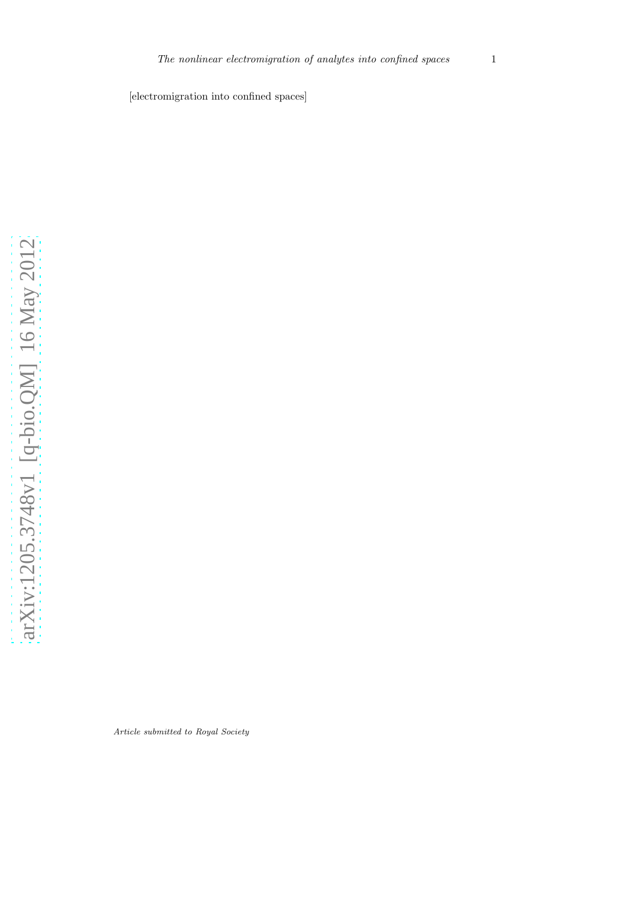[electromigration into confined spaces]

*Article submitted to Royal Society*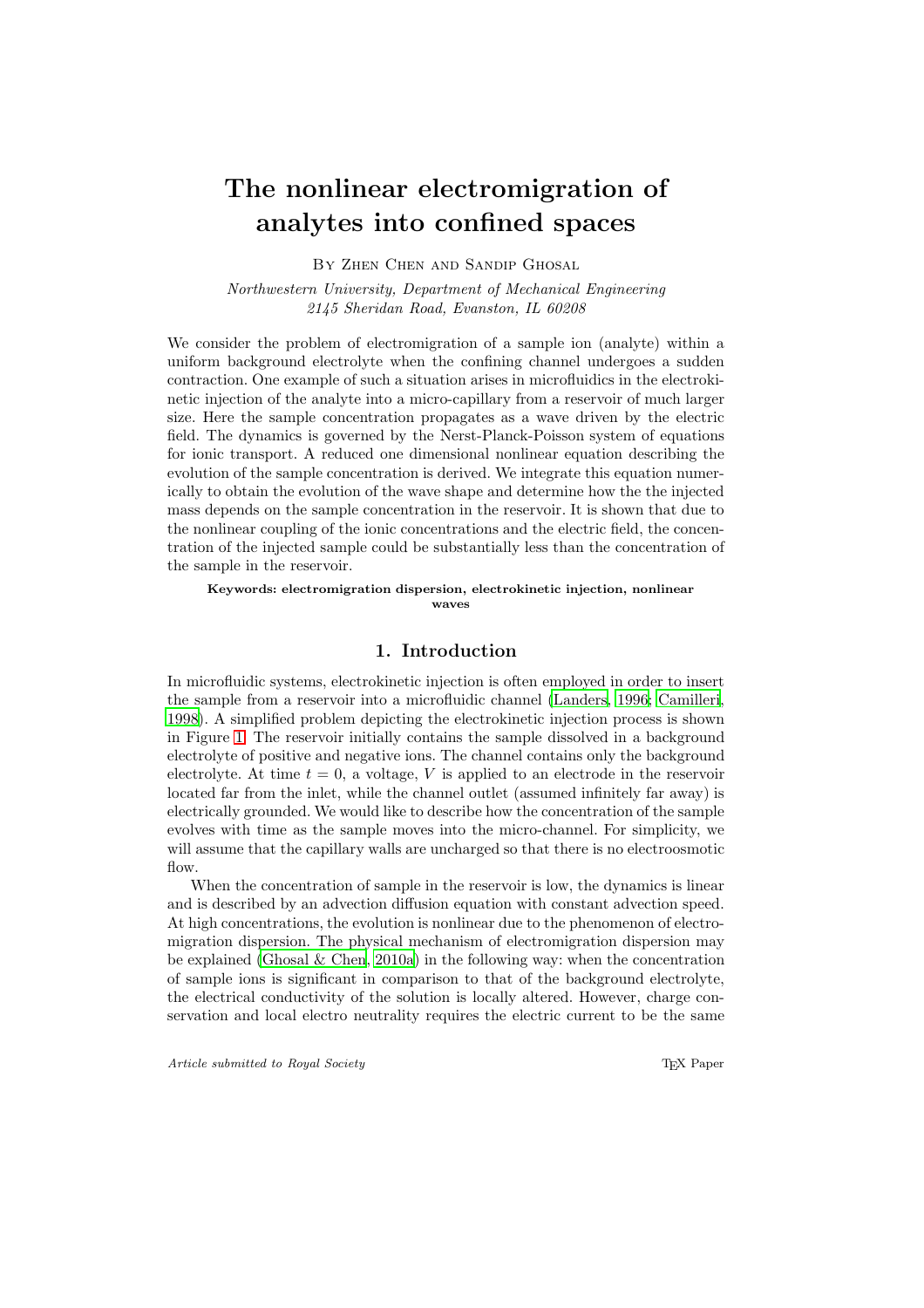# The nonlinear electromigration of analytes into confined spaces

By Zhen Chen and Sandip Ghosal

*Northwestern University, Department of Mechanical Engineering*
*2145 Sheridan Road, Evanston, IL 60208*

We consider the problem of electromigration of a sample ion (analyte) within a uniform background electrolyte when the confining channel undergoes a sudden contraction. One example of such a situation arises in microfluidics in the electrokinetic injection of the analyte into a micro-capillary from a reservoir of much larger size. Here the sample concentration propagates as a wave driven by the electric field. The dynamics is governed by the Nerst-Planck-Poisson system of equations for ionic transport. A reduced one dimensional nonlinear equation describing the evolution of the sample concentration is derived. We integrate this equation numerically to obtain the evolution of the wave shape and determine how the the injected mass depends on the sample concentration in the reservoir. It is shown that due to the nonlinear coupling of the ionic concentrations and the electric field, the concentration of the injected sample could be substantially less than the concentration of the sample in the reservoir.

**Keywords: electromigration dispersion, electrokinetic injection, nonlinear waves**

## 1. Introduction

In microfluidic systems, electrokinetic injection is often employed in order to insert the sample from a reservoir into a microfluidic channel (Landers, 1996; Camilleri, 1998). A simplified problem depicting the electrokinetic injection process is shown in Figure 1. The reservoir initially contains the sample dissolved in a background electrolyte of positive and negative ions. The channel contains only the background electrolyte. At time $t = 0$, a voltage, $V$ is applied to an electrode in the reservoir located far from the inlet, while the channel outlet (assumed infinitely far away) is electrically grounded. We would like to describe how the concentration of the sample evolves with time as the sample moves into the micro-channel. For simplicity, we will assume that the capillary walls are uncharged so that there is no electroosmotic flow.

When the concentration of sample in the reservoir is low, the dynamics is linear and is described by an advection diffusion equation with constant advection speed. At high concentrations, the evolution is nonlinear due to the phenomenon of electromigration dispersion. The physical mechanism of electromigration dispersion may be explained (Ghosal & Chen, 2010a) in the following way: when the concentration of sample ions is significant in comparison to that of the background electrolyte, the electrical conductivity of the solution is locally altered. However, charge conservation and local electro neutrality requires the electric current to be the same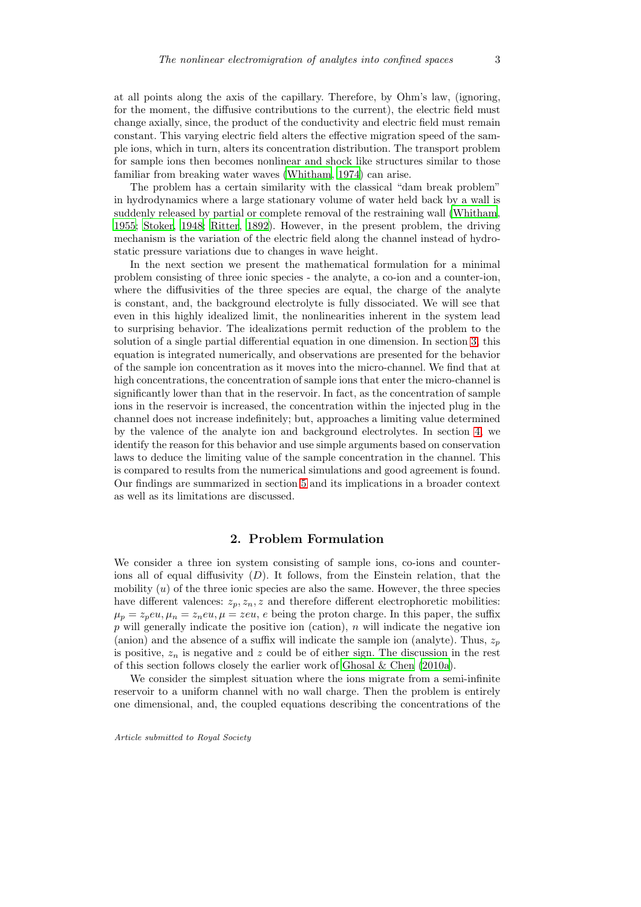at all points along the axis of the capillary. Therefore, by Ohm's law, (ignoring, for the moment, the diffusive contributions to the current), the electric field must change axially, since, the product of the conductivity and electric field must remain constant. This varying electric field alters the effective migration speed of the sample ions, which in turn, alters its concentration distribution. The transport problem for sample ions then becomes nonlinear and shock like structures similar to those familiar from breaking water waves (Whitham, 1974) can arise.

The problem has a certain similarity with the classical "dam break problem" in hydrodynamics where a large stationary volume of water held back by a wall is suddenly released by partial or complete removal of the restraining wall (Whitham, 1955; Stoker, 1948; Ritter, 1892). However, in the present problem, the driving mechanism is the variation of the electric field along the channel instead of hydrostatic pressure variations due to changes in wave height.

In the next section we present the mathematical formulation for a minimal problem consisting of three ionic species - the analyte, a co-ion and a counter-ion, where the diffusivities of the three species are equal, the charge of the analyte is constant, and, the background electrolyte is fully dissociated. We will see that even in this highly idealized limit, the nonlinearities inherent in the system lead to surprising behavior. The idealizations permit reduction of the problem to the solution of a single partial differential equation in one dimension. In section 3, this equation is integrated numerically, and observations are presented for the behavior of the sample ion concentration as it moves into the micro-channel. We find that at high concentrations, the concentration of sample ions that enter the micro-channel is significantly lower than that in the reservoir. In fact, as the concentration of sample ions in the reservoir is increased, the concentration within the injected plug in the channel does not increase indefinitely; but, approaches a limiting value determined by the valence of the analyte ion and background electrolytes. In section 4, we identify the reason for this behavior and use simple arguments based on conservation laws to deduce the limiting value of the sample concentration in the channel. This is compared to results from the numerical simulations and good agreement is found. Our findings are summarized in section 5 and its implications in a broader context as well as its limitations are discussed.

## 2. Problem Formulation

We consider a three ion system consisting of sample ions, co-ions and counter-ions all of equal diffusivity ($D$). It follows, from the Einstein relation, that the mobility ($u$) of the three ionic species are also the same. However, the three species have different valences: $z_p, z_n, z$ and therefore different electrophoretic mobilities: $\mu_p = z_p e u, \mu_n = z_n e u, \mu = z e u$, $e$ being the proton charge. In this paper, the suffix $p$ will generally indicate the positive ion (cation), $n$ will indicate the negative ion (anion) and the absence of a suffix will indicate the sample ion (analyte). Thus, $z_p$ is positive, $z_n$ is negative and $z$ could be of either sign. The discussion in the rest of this section follows closely the earlier work of Ghosal & Chen (2010a).

We consider the simplest situation where the ions migrate from a semi-infinite reservoir to a uniform channel with no wall charge. Then the problem is entirely one dimensional, and, the coupled equations describing the concentrations of the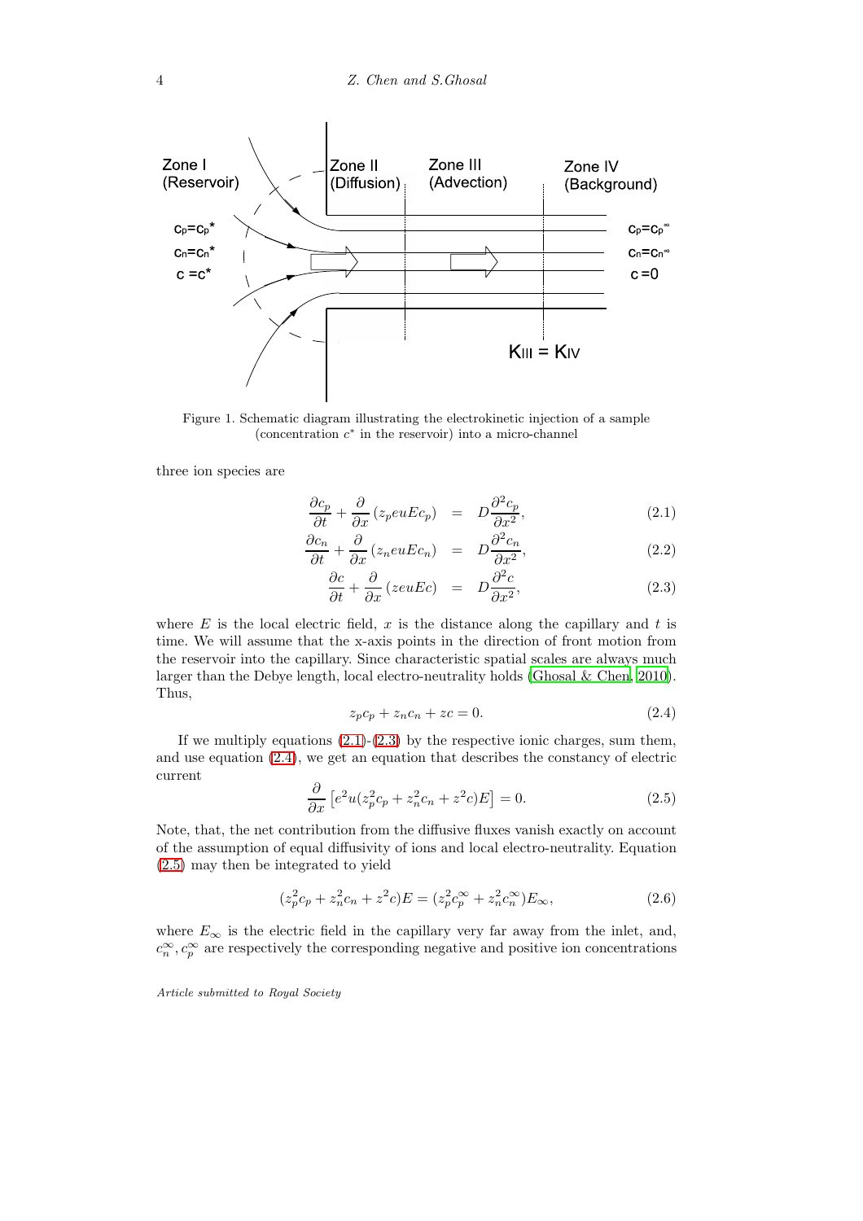Figure 1. Schematic diagram illustrating the electrokinetic injection of a sample (concentration $c^*$ in the reservoir) into a micro-channel

three ion species are

$$\frac{\partial c_p}{\partial t} + \frac{\partial}{\partial x}(z_p euEc_p) = D\frac{\partial^2 c_p}{\partial x^2}, \tag{2.1}$$

$$\frac{\partial c_n}{\partial t} + \frac{\partial}{\partial x}(z_n euEc_n) = D\frac{\partial^2 c_n}{\partial x^2}, \tag{2.2}$$

$$\frac{\partial c}{\partial t} + \frac{\partial}{\partial x}(zeuEc) = D\frac{\partial^2 c}{\partial x^2}, \tag{2.3}$$

where $E$ is the local electric field, $x$ is the distance along the capillary and $t$ is time. We will assume that the x-axis points in the direction of front motion from the reservoir into the capillary. Since characteristic spatial scales are always much larger than the Debye length, local electro-neutrality holds (Ghosal & Chen, 2010). Thus,

$$z_p c_p + z_n c_n + zc = 0. \tag{2.4}$$

If we multiply equations (2.1)-(2.3) by the respective ionic charges, sum them, and use equation (2.4), we get an equation that describes the constancy of electric current

$$\frac{\partial}{\partial x}\left[e^2 u(z_p^2 c_p + z_n^2 c_n + z^2 c)E\right] = 0. \tag{2.5}$$

Note, that, the net contribution from the diffusive fluxes vanish exactly on account of the assumption of equal diffusivity of ions and local electro-neutrality. Equation (2.5) may then be integrated to yield

$$(z_p^2 c_p + z_n^2 c_n + z^2 c)E = (z_p^2 c_p^\infty + z_n^2 c_n^\infty)E_\infty, \tag{2.6}$$

where $E_\infty$ is the electric field in the capillary very far away from the inlet, and, $c_n^\infty, c_p^\infty$ are respectively the corresponding negative and positive ion concentrations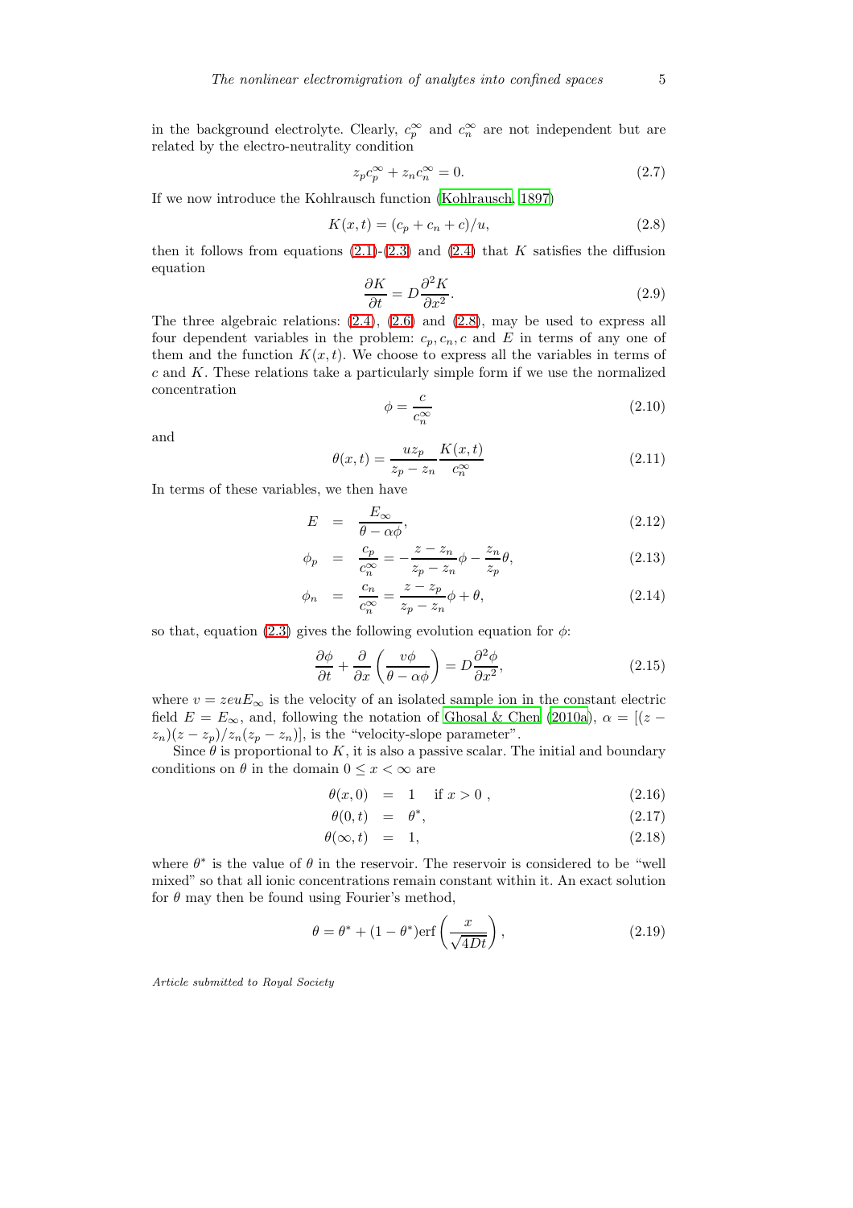in the background electrolyte. Clearly, $c_p^\infty$ and $c_n^\infty$ are not independent but are related by the electro-neutrality condition

$$z_p c_p^\infty + z_n c_n^\infty = 0. \tag{2.7}$$

If we now introduce the Kohlrausch function (Kohlrausch, 1897)

$$K(x,t) = (c_p + c_n + c)/u, \tag{2.8}$$

then it follows from equations (2.1)-(2.3) and (2.4) that $K$ satisfies the diffusion equation

$$\frac{\partial K}{\partial t} = D \frac{\partial^2 K}{\partial x^2}. \tag{2.9}$$

The three algebraic relations: (2.4), (2.6) and (2.8), may be used to express all four dependent variables in the problem: $c_p, c_n, c$ and $E$ in terms of any one of them and the function $K(x,t)$. We choose to express all the variables in terms of $c$ and $K$. These relations take a particularly simple form if we use the normalized concentration

$$\phi = \frac{c}{c_n^\infty} \tag{2.10}$$

and

$$\theta(x,t) = \frac{u z_p}{z_p - z_n} \frac{K(x,t)}{c_n^\infty} \tag{2.11}$$

In terms of these variables, we then have

$$E = \frac{E_\infty}{\theta - \alpha\phi}, \tag{2.12}$$

$$\phi_p = \frac{c_p}{c_n^\infty} = -\frac{z - z_n}{z_p - z_n}\phi - \frac{z_n}{z_p}\theta, \tag{2.13}$$

$$\phi_n = \frac{c_n}{c_n^\infty} = \frac{z - z_p}{z_p - z_n}\phi + \theta, \tag{2.14}$$

so that, equation (2.3) gives the following evolution equation for $\phi$:

$$\frac{\partial \phi}{\partial t} + \frac{\partial}{\partial x}\left(\frac{v\phi}{\theta - \alpha\phi}\right) = D\frac{\partial^2 \phi}{\partial x^2}, \tag{2.15}$$

where $v = zeuE_\infty$ is the velocity of an isolated sample ion in the constant electric field $E = E_\infty$, and, following the notation of Ghosal & Chen (2010a), $\alpha = [(z - z_n)(z - z_p)/z_n(z_p - z_n)]$, is the "velocity-slope parameter".

Since $\theta$ is proportional to $K$, it is also a passive scalar. The initial and boundary conditions on $\theta$ in the domain $0 \leq x < \infty$ are

$$\theta(x,0) = 1 \quad \text{if } x > 0\ , \tag{2.16}$$

$$\theta(0,t) = \theta^*, \tag{2.17}$$

$$\theta(\infty,t) = 1, \tag{2.18}$$

where $\theta^*$ is the value of $\theta$ in the reservoir. The reservoir is considered to be "well mixed" so that all ionic concentrations remain constant within it. An exact solution for $\theta$ may then be found using Fourier's method,

$$\theta = \theta^* + (1 - \theta^*)\,\text{erf}\left(\frac{x}{\sqrt{4Dt}}\right), \tag{2.19}$$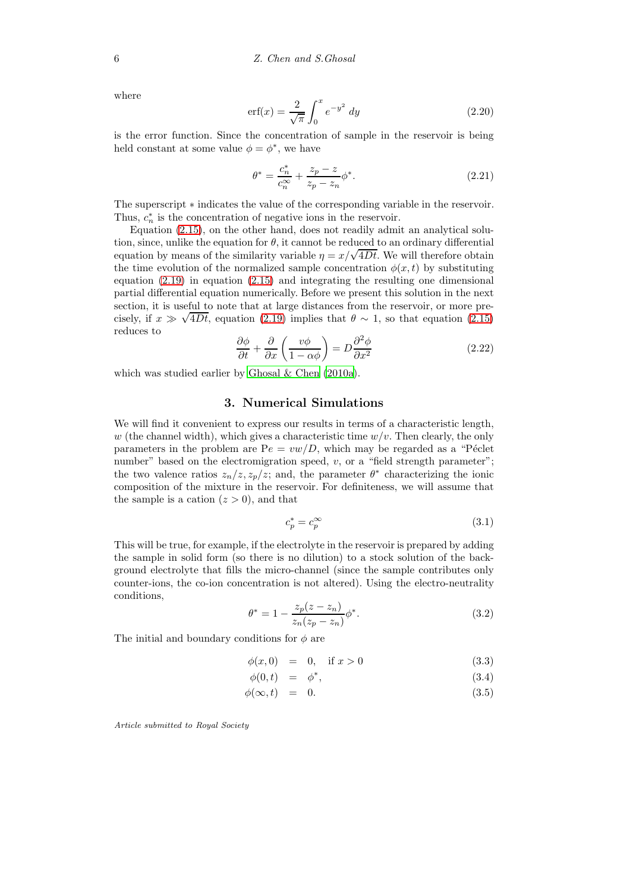where

$$\mathrm{erf}(x) = \frac{2}{\sqrt{\pi}} \int_0^x e^{-y^2}\, dy \tag{2.20}$$

is the error function. Since the concentration of sample in the reservoir is being held constant at some value $\phi = \phi^*$, we have

$$\theta^* = \frac{c_n^*}{c_n^\infty} + \frac{z_p - z}{z_p - z_n}\phi^*. \tag{2.21}$$

The superscript $*$ indicates the value of the corresponding variable in the reservoir. Thus, $c_n^*$ is the concentration of negative ions in the reservoir.

Equation (2.15), on the other hand, does not readily admit an analytical solution, since, unlike the equation for $\theta$, it cannot be reduced to an ordinary differential equation by means of the similarity variable $\eta = x/\sqrt{4Dt}$. We will therefore obtain the time evolution of the normalized sample concentration $\phi(x,t)$ by substituting equation (2.19) in equation (2.15) and integrating the resulting one dimensional partial differential equation numerically. Before we present this solution in the next section, it is useful to note that at large distances from the reservoir, or more precisely, if $x \gg \sqrt{4Dt}$, equation (2.19) implies that $\theta \sim 1$, so that equation (2.15) reduces to

$$\frac{\partial \phi}{\partial t} + \frac{\partial}{\partial x}\left(\frac{v\phi}{1 - \alpha\phi}\right) = D\frac{\partial^2 \phi}{\partial x^2} \tag{2.22}$$

which was studied earlier by Ghosal & Chen (2010a).

## 3. Numerical Simulations

We will find it convenient to express our results in terms of a characteristic length, $w$ (the channel width), which gives a characteristic time $w/v$. Then clearly, the only parameters in the problem are $\mathrm{P}e = vw/D$, which may be regarded as a "Péclet number" based on the electromigration speed, $v$, or a "field strength parameter"; the two valence ratios $z_n/z, z_p/z$; and, the parameter $\theta^*$ characterizing the ionic composition of the mixture in the reservoir. For definiteness, we will assume that the sample is a cation ($z > 0$), and that

$$c_p^* = c_p^\infty \tag{3.1}$$

This will be true, for example, if the electrolyte in the reservoir is prepared by adding the sample in solid form (so there is no dilution) to a stock solution of the background electrolyte that fills the micro-channel (since the sample contributes only counter-ions, the co-ion concentration is not altered). Using the electro-neutrality conditions,

$$\theta^* = 1 - \frac{z_p(z - z_n)}{z_n(z_p - z_n)}\phi^*. \tag{3.2}$$

The initial and boundary conditions for $\phi$ are

$$\phi(x,0) = 0, \quad \text{if } x > 0 \tag{3.3}$$

$$\phi(0,t) = \phi^*, \tag{3.4}$$

$$\phi(\infty,t) = 0. \tag{3.5}$$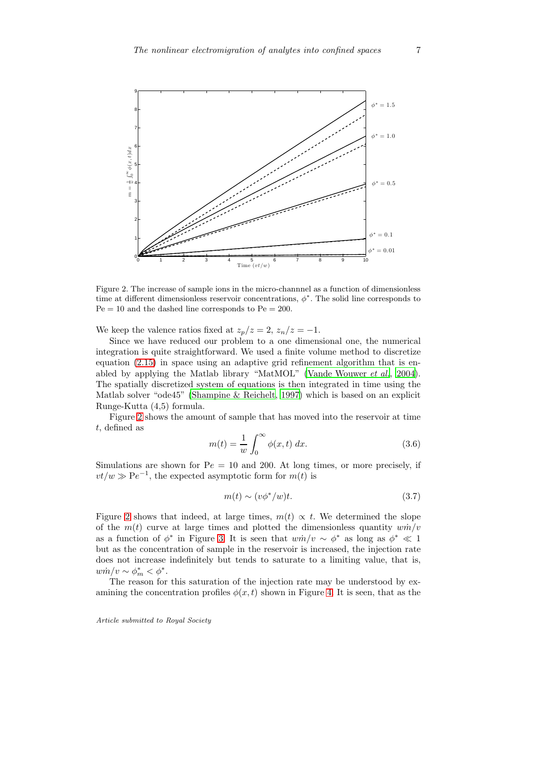Figure 2. The increase of sample ions in the micro-channel as a function of dimensionless time at different dimensionless reservoir concentrations, $\phi^*$. The solid line corresponds to $\mathrm{Pe} = 10$ and the dashed line corresponds to $\mathrm{Pe} = 200$.

We keep the valence ratios fixed at $z_p/z = 2$, $z_n/z = -1$.

Since we have reduced our problem to a one dimensional one, the numerical integration is quite straightforward. We used a finite volume method to discretize equation (2.15) in space using an adaptive grid refinement algorithm that is enabled by applying the Matlab library "MatMOL" (Vande Wouwer *et al.*, 2004). The spatially discretized system of equations is then integrated in time using the Matlab solver "ode45" (Shampine & Reichelt, 1997) which is based on an explicit Runge-Kutta (4,5) formula.

Figure 2 shows the amount of sample that has moved into the reservoir at time $t$, defined as

$$m(t) = \frac{1}{w}\int_0^\infty \phi(x,t)\, dx. \tag{3.6}$$

Simulations are shown for $\mathrm{Pe} = 10$ and 200. At long times, or more precisely, if $vt/w \gg \mathrm{Pe}^{-1}$, the expected asymptotic form for $m(t)$ is

$$m(t) \sim (v\phi^*/w)t. \tag{3.7}$$

Figure 2 shows that indeed, at large times, $m(t) \propto t$. We determined the slope of the $m(t)$ curve at large times and plotted the dimensionless quantity $w\dot{m}/v$ as a function of $\phi^*$ in Figure 3. It is seen that $w\dot{m}/v \sim \phi^*$ as long as $\phi^* \ll 1$ but as the concentration of sample in the reservoir is increased, the injection rate does not increase indefinitely but tends to saturate to a limiting value, that is, $w\dot{m}/v \sim \phi^*_m < \phi^*$.

The reason for this saturation of the injection rate may be understood by examining the concentration profiles $\phi(x,t)$ shown in Figure 4. It is seen, that as the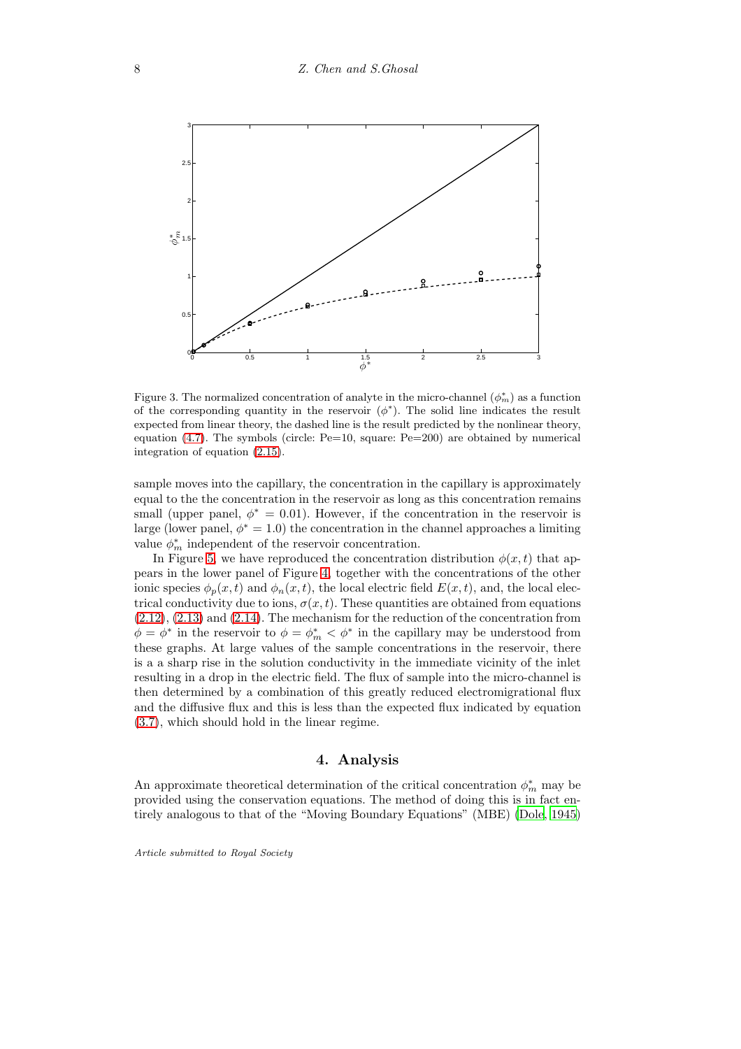Figure 3. The normalized concentration of analyte in the micro-channel ($\phi_m^*$) as a function of the corresponding quantity in the reservoir ($\phi^*$). The solid line indicates the result expected from linear theory, the dashed line is the result predicted by the nonlinear theory, equation (4.7). The symbols (circle: Pe=10, square: Pe=200) are obtained by numerical integration of equation (2.15).

sample moves into the capillary, the concentration in the capillary is approximately equal to the the concentration in the reservoir as long as this concentration remains small (upper panel, $\phi^* = 0.01$). However, if the concentration in the reservoir is large (lower panel, $\phi^* = 1.0$) the concentration in the channel approaches a limiting value $\phi_m^*$ independent of the reservoir concentration.

In Figure 5, we have reproduced the concentration distribution $\phi(x,t)$ that appears in the lower panel of Figure 4, together with the concentrations of the other ionic species $\phi_p(x,t)$ and $\phi_n(x,t)$, the local electric field $E(x,t)$, and, the local electrical conductivity due to ions, $\sigma(x,t)$. These quantities are obtained from equations (2.12), (2.13) and (2.14). The mechanism for the reduction of the concentration from $\phi = \phi^*$ in the reservoir to $\phi = \phi_m^* < \phi^*$ in the capillary may be understood from these graphs. At large values of the sample concentrations in the reservoir, there is a a sharp rise in the solution conductivity in the immediate vicinity of the inlet resulting in a drop in the electric field. The flux of sample into the micro-channel is then determined by a combination of this greatly reduced electromigrational flux and the diffusive flux and this is less than the expected flux indicated by equation (3.7), which should hold in the linear regime.

## 4. Analysis

An approximate theoretical determination of the critical concentration $\phi_m^*$ may be provided using the conservation equations. The method of doing this is in fact entirely analogous to that of the "Moving Boundary Equations" (MBE) (Dole, 1945)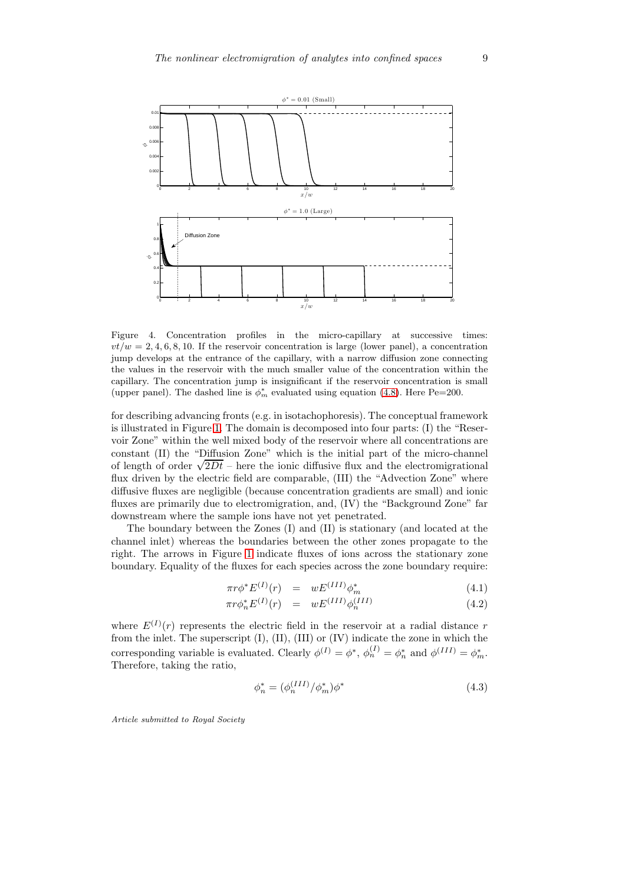Figure 4. Concentration profiles in the micro-capillary at successive times: $vt/w = 2, 4, 6, 8, 10$. If the reservoir concentration is large (lower panel), a concentration jump develops at the entrance of the capillary, with a narrow diffusion zone connecting the values in the reservoir with the much smaller value of the concentration within the capillary. The concentration jump is insignificant if the reservoir concentration is small (upper panel). The dashed line is $\phi_m^*$ evaluated using equation (4.8). Here Pe=200.

for describing advancing fronts (e.g. in isotachophoresis). The conceptual framework is illustrated in Figure 1. The domain is decomposed into four parts: (I) the "Reservoir Zone" within the well mixed body of the reservoir where all concentrations are constant (II) the "Diffusion Zone" which is the initial part of the micro-channel of length of order $\sqrt{2Dt}$ – here the ionic diffusive flux and the electromigrational flux driven by the electric field are comparable, (III) the "Advection Zone" where diffusive fluxes are negligible (because concentration gradients are small) and ionic fluxes are primarily due to electromigration, and, (IV) the "Background Zone" far downstream where the sample ions have not yet penetrated.

The boundary between the Zones (I) and (II) is stationary (and located at the channel inlet) whereas the boundaries between the other zones propagate to the right. The arrows in Figure 1 indicate fluxes of ions across the stationary zone boundary. Equality of the fluxes for each species across the zone boundary require:

$$\pi r \phi^* E^{(I)}(r) = w E^{(III)} \phi_m^* \tag{4.1}$$

$$\pi r \phi_n^* E^{(I)}(r) = w E^{(III)} \phi_n^{(III)} \tag{4.2}$$

where $E^{(I)}(r)$ represents the electric field in the reservoir at a radial distance $r$ from the inlet. The superscript (I), (II), (III) or (IV) indicate the zone in which the corresponding variable is evaluated. Clearly $\phi^{(I)} = \phi^*$, $\phi_n^{(I)} = \phi_n^*$ and $\phi^{(III)} = \phi_m^*$. Therefore, taking the ratio,

$$\phi_n^* = (\phi_n^{(III)}/\phi_m^*)\phi^* \tag{4.3}$$

*Article submitted to Royal Society*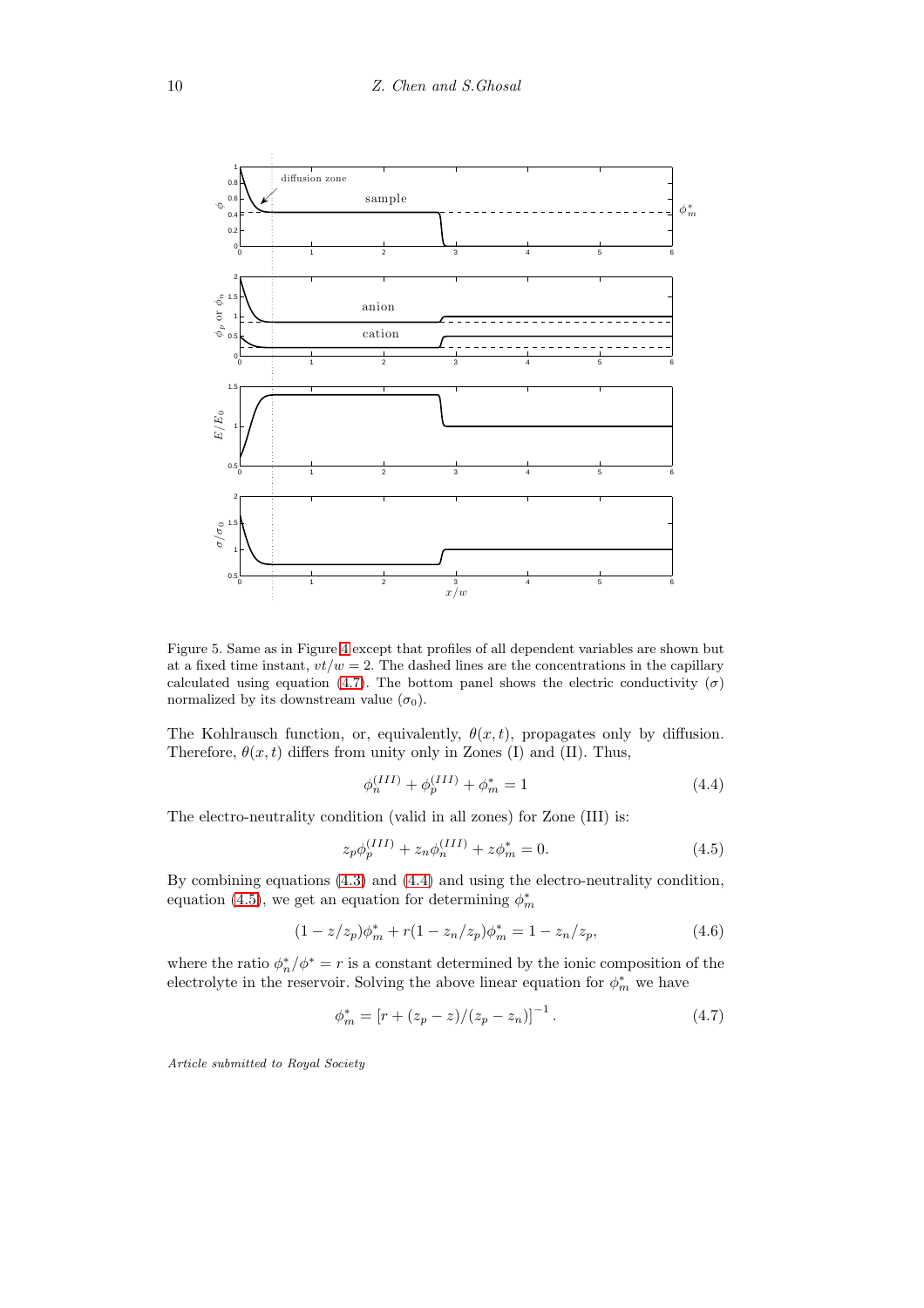Figure 5. Same as in Figure 4 except that profiles of all dependent variables are shown but at a fixed time instant, $vt/w = 2$. The dashed lines are the concentrations in the capillary calculated using equation (4.7). The bottom panel shows the electric conductivity ($\sigma$) normalized by its downstream value ($\sigma_0$).

The Kohlrausch function, or, equivalently, $\theta(x,t)$, propagates only by diffusion. Therefore, $\theta(x,t)$ differs from unity only in Zones (I) and (II). Thus,

$$\phi_n^{(III)} + \phi_p^{(III)} + \phi_m^* = 1 \tag{4.4}$$

The electro-neutrality condition (valid in all zones) for Zone (III) is:

$$z_p \phi_p^{(III)} + z_n \phi_n^{(III)} + z \phi_m^* = 0. \tag{4.5}$$

By combining equations (4.3) and (4.4) and using the electro-neutrality condition, equation (4.5), we get an equation for determining $\phi_m^*$

$$(1 - z/z_p)\phi_m^* + r(1 - z_n/z_p)\phi_m^* = 1 - z_n/z_p, \tag{4.6}$$

where the ratio $\phi_n^*/\phi^* = r$ is a constant determined by the ionic composition of the electrolyte in the reservoir. Solving the above linear equation for $\phi_m^*$ we have

$$\phi_m^* = \left[r + (z_p - z)/(z_p - z_n)\right]^{-1}. \tag{4.7}$$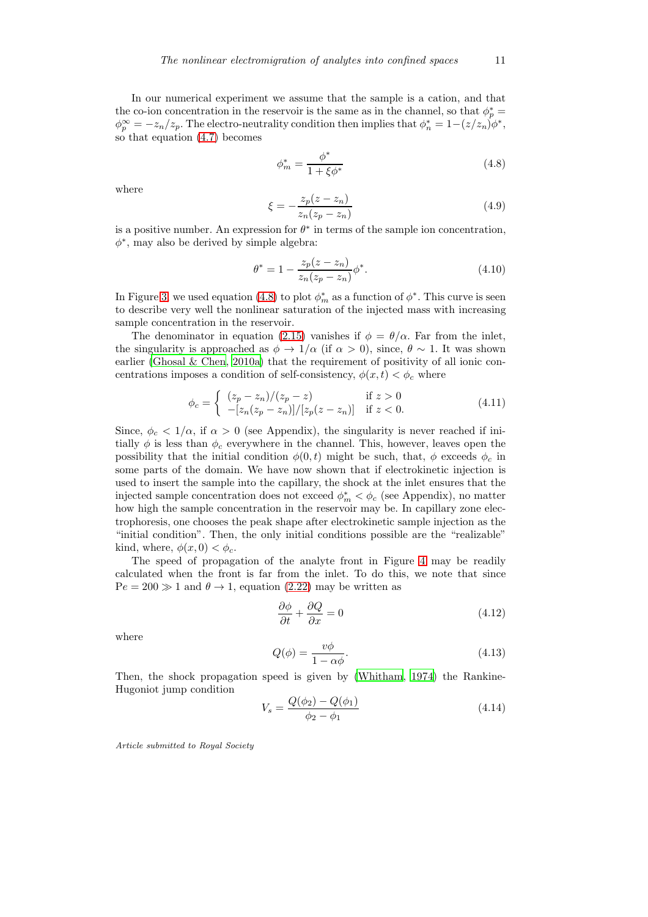In our numerical experiment we assume that the sample is a cation, and that the co-ion concentration in the reservoir is the same as in the channel, so that $\phi_p^* = \phi_p^\infty = -z_n/z_p$. The electro-neutrality condition then implies that $\phi_n^* = 1-(z/z_n)\phi^*$, so that equation (4.7) becomes

$$\phi_m^* = \frac{\phi^*}{1+\xi\phi^*} \tag{4.8}$$

where

$$\xi = -\frac{z_p(z-z_n)}{z_n(z_p-z_n)} \tag{4.9}$$

is a positive number. An expression for $\theta^*$ in terms of the sample ion concentration, $\phi^*$, may also be derived by simple algebra:

$$\theta^* = 1 - \frac{z_p(z-z_n)}{z_n(z_p-z_n)}\phi^*. \tag{4.10}$$

In Figure 3, we used equation (4.8) to plot $\phi_m^*$ as a function of $\phi^*$. This curve is seen to describe very well the nonlinear saturation of the injected mass with increasing sample concentration in the reservoir.

The denominator in equation (2.15) vanishes if $\phi = \theta/\alpha$. Far from the inlet, the singularity is approached as $\phi \to 1/\alpha$ (if $\alpha > 0$), since, $\theta \sim 1$. It was shown earlier (Ghosal & Chen, 2010a) that the requirement of positivity of all ionic concentrations imposes a condition of self-consistency, $\phi(x,t) < \phi_c$ where

$$\phi_c = \begin{cases} (z_p - z_n)/(z_p - z) & \text{if } z > 0 \\ -[z_n(z_p-z_n)]/[z_p(z-z_n)] & \text{if } z < 0. \end{cases} \tag{4.11}$$

Since, $\phi_c < 1/\alpha$, if $\alpha > 0$ (see Appendix), the singularity is never reached if initially $\phi$ is less than $\phi_c$ everywhere in the channel. This, however, leaves open the possibility that the initial condition $\phi(0,t)$ might be such, that, $\phi$ exceeds $\phi_c$ in some parts of the domain. We have now shown that if electrokinetic injection is used to insert the sample into the capillary, the shock at the inlet ensures that the injected sample concentration does not exceed $\phi_m^* < \phi_c$ (see Appendix), no matter how high the sample concentration in the reservoir may be. In capillary zone electrophoresis, one chooses the peak shape after electrokinetic sample injection as the "initial condition". Then, the only initial conditions possible are the "realizable" kind, where, $\phi(x,0) < \phi_c$.

The speed of propagation of the analyte front in Figure 4 may be readily calculated when the front is far from the inlet. To do this, we note that since $\mathrm{Pe} = 200 \gg 1$ and $\theta \to 1$, equation (2.22) may be written as

$$\frac{\partial \phi}{\partial t} + \frac{\partial Q}{\partial x} = 0 \tag{4.12}$$

where

$$Q(\phi) = \frac{v\phi}{1-\alpha\phi}. \tag{4.13}$$

Then, the shock propagation speed is given by (Whitham, 1974) the Rankine-Hugoniot jump condition

$$V_s = \frac{Q(\phi_2) - Q(\phi_1)}{\phi_2 - \phi_1} \tag{4.14}$$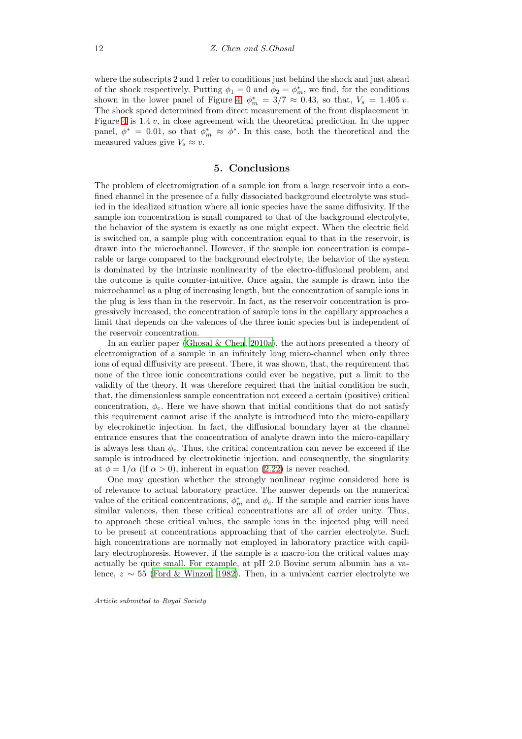where the subscripts 2 and 1 refer to conditions just behind the shock and just ahead of the shock respectively. Putting $\phi_1 = 0$ and $\phi_2 = \phi_m^*$, we find, for the conditions shown in the lower panel of Figure 4, $\phi_m^* = 3/7 \approx 0.43$, so that, $V_s = 1.405\, v$. The shock speed determined from direct measurement of the front displacement in Figure 4 is $1.4\, v$, in close agreement with the theoretical prediction. In the upper panel, $\phi^* = 0.01$, so that $\phi_m^* \approx \phi^*$. In this case, both the theoretical and the measured values give $V_s \approx v$.

## 5. Conclusions

The problem of electromigration of a sample ion from a large reservoir into a confined channel in the presence of a fully dissociated background electrolyte was studied in the idealized situation where all ionic species have the same diffusivity. If the sample ion concentration is small compared to that of the background electrolyte, the behavior of the system is exactly as one might expect. When the electric field is switched on, a sample plug with concentration equal to that in the reservoir, is drawn into the microchannel. However, if the sample ion concentration is comparable or large compared to the background electrolyte, the behavior of the system is dominated by the intrinsic nonlinearity of the electro-diffusional problem, and the outcome is quite counter-intuitive. Once again, the sample is drawn into the microchannel as a plug of increasing length, but the concentration of sample ions in the plug is less than in the reservoir. In fact, as the reservoir concentration is progressively increased, the concentration of sample ions in the capillary approaches a limit that depends on the valences of the three ionic species but is independent of the reservoir concentration.

In an earlier paper (Ghosal & Chen, 2010a), the authors presented a theory of electromigration of a sample in an infinitely long micro-channel when only three ions of equal diffusivity are present. There, it was shown, that, the requirement that none of the three ionic concentrations could ever be negative, put a limit to the validity of the theory. It was therefore required that the initial condition be such, that, the dimensionless sample concentration not exceed a certain (positive) critical concentration, $\phi_c$. Here we have shown that initial conditions that do not satisfy this requirement cannot arise if the analyte is introduced into the micro-capillary by elecrokinetic injection. In fact, the diffusional boundary layer at the channel entrance ensures that the concentration of analyte drawn into the micro-capillary is always less than $\phi_c$. Thus, the critical concentration can never be exceeed if the sample is introduced by electrokinetic injection, and consequently, the singularity at $\phi = 1/\alpha$ (if $\alpha > 0$), inherent in equation (2.22) is never reached.

One may question whether the strongly nonlinear regime considered here is of relevance to actual laboratory practice. The answer depends on the numerical value of the critical concentrations, $\phi_m^*$ and $\phi_c$. If the sample and carrier ions have similar valences, then these critical concentrations are all of order unity. Thus, to approach these critical values, the sample ions in the injected plug will need to be present at concentrations approaching that of the carrier electrolyte. Such high concentrations are normally not employed in laboratory practice with capillary electrophoresis. However, if the sample is a macro-ion the critical values may actually be quite small. For example, at pH 2.0 Bovine serum albumin has a valence, $z \sim 55$ (Ford & Winzor, 1982). Then, in a univalent carrier electrolyte we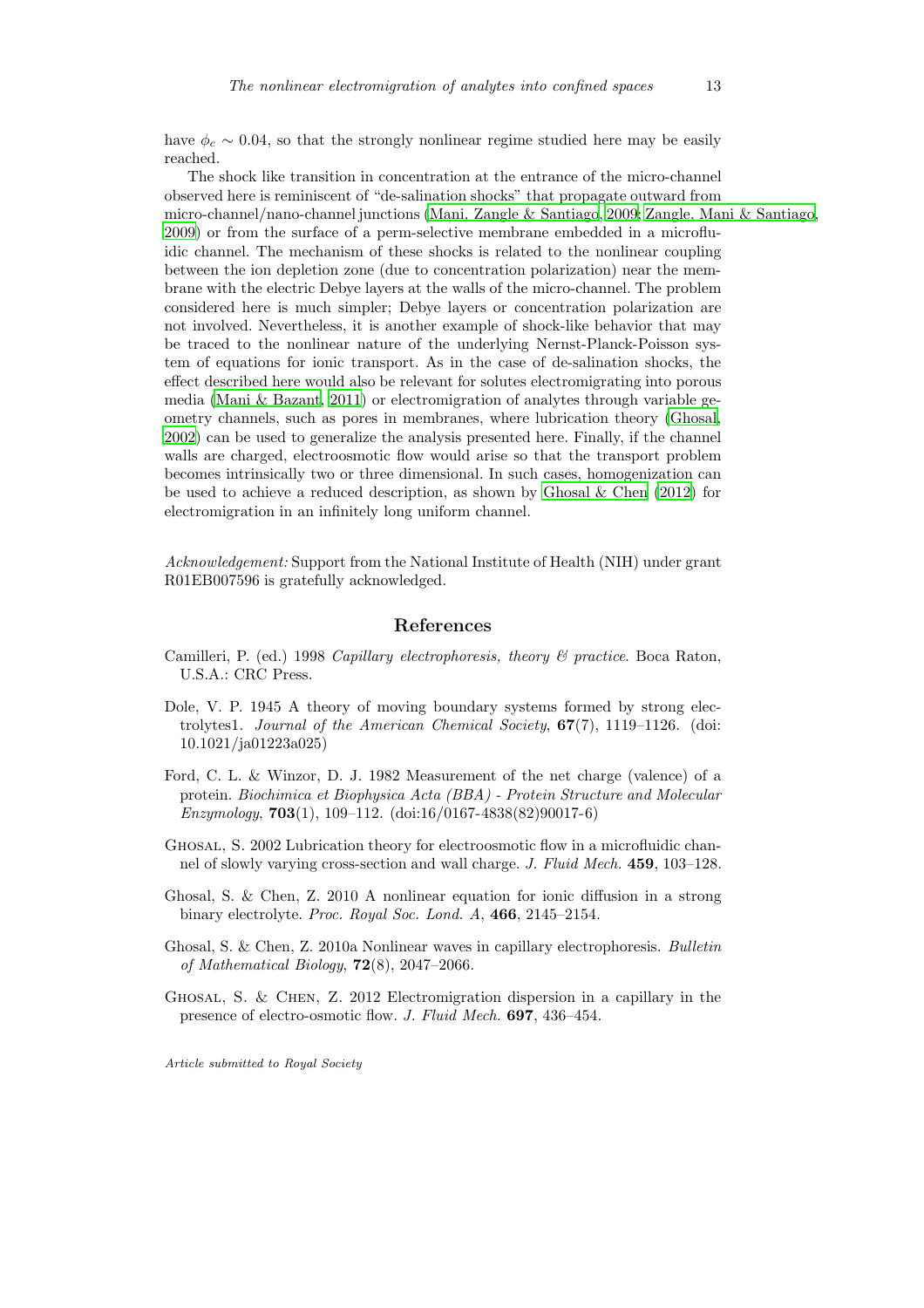have $\phi_c \sim 0.04$, so that the strongly nonlinear regime studied here may be easily reached.

The shock like transition in concentration at the entrance of the micro-channel observed here is reminiscent of "de-salination shocks" that propagate outward from micro-channel/nano-channel junctions (Mani, Zangle & Santiago, 2009; Zangle, Mani & Santiago, 2009) or from the surface of a perm-selective membrane embedded in a microfluidic channel. The mechanism of these shocks is related to the nonlinear coupling between the ion depletion zone (due to concentration polarization) near the membrane with the electric Debye layers at the walls of the micro-channel. The problem considered here is much simpler; Debye layers or concentration polarization are not involved. Nevertheless, it is another example of shock-like behavior that may be traced to the nonlinear nature of the underlying Nernst-Planck-Poisson system of equations for ionic transport. As in the case of de-salination shocks, the effect described here would also be relevant for solutes electromigrating into porous media (Mani & Bazant, 2011) or electromigration of analytes through variable geometry channels, such as pores in membranes, where lubrication theory (Ghosal, 2002) can be used to generalize the analysis presented here. Finally, if the channel walls are charged, electroosmotic flow would arise so that the transport problem becomes intrinsically two or three dimensional. In such cases, homogenization can be used to achieve a reduced description, as shown by Ghosal & Chen (2012) for electromigration in an infinitely long uniform channel.

*Acknowledgement:* Support from the National Institute of Health (NIH) under grant R01EB007596 is gratefully acknowledged.

## References

Camilleri, P. (ed.) 1998 *Capillary electrophoresis, theory & practice*. Boca Raton, U.S.A.: CRC Press.

Dole, V. P. 1945 A theory of moving boundary systems formed by strong electrolytes1. *Journal of the American Chemical Society*, **67**(7), 1119–1126. (doi: 10.1021/ja01223a025)

Ford, C. L. & Winzor, D. J. 1982 Measurement of the net charge (valence) of a protein. *Biochimica et Biophysica Acta (BBA) - Protein Structure and Molecular Enzymology*, **703**(1), 109–112. (doi:16/0167-4838(82)90017-6)

Ghosal, S. 2002 Lubrication theory for electroosmotic flow in a microfluidic channel of slowly varying cross-section and wall charge. *J. Fluid Mech.* **459**, 103–128.

Ghosal, S. & Chen, Z. 2010 A nonlinear equation for ionic diffusion in a strong binary electrolyte. *Proc. Royal Soc. Lond. A*, **466**, 2145–2154.

Ghosal, S. & Chen, Z. 2010a Nonlinear waves in capillary electrophoresis. *Bulletin of Mathematical Biology*, **72**(8), 2047–2066.

Ghosal, S. & Chen, Z. 2012 Electromigration dispersion in a capillary in the presence of electro-osmotic flow. *J. Fluid Mech.* **697**, 436–454.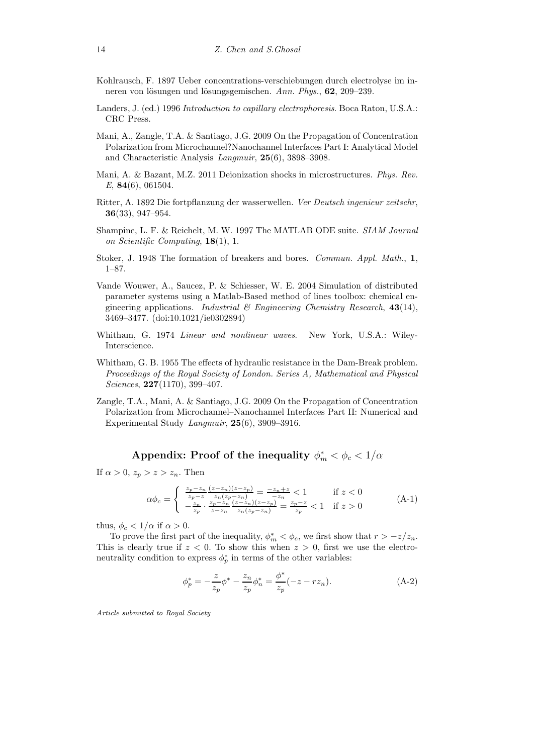Kohlrausch, F. 1897 Ueber concentrations-verschiebungen durch electrolyse im inneren von lösungen und lösungsgemischen. *Ann. Phys.*, **62**, 209–239.

Landers, J. (ed.) 1996 *Introduction to capillary electrophoresis*. Boca Raton, U.S.A.: CRC Press.

Mani, A., Zangle, T.A. & Santiago, J.G. 2009 On the Propagation of Concentration Polarization from Microchannel?Nanochannel Interfaces Part I: Analytical Model and Characteristic Analysis *Langmuir*, **25**(6), 3898–3908.

Mani, A. & Bazant, M.Z. 2011 Deionization shocks in microstructures. *Phys. Rev. E*, **84**(6), 061504.

Ritter, A. 1892 Die fortpflanzung der wasserwellen. *Ver Deutsch ingenieur zeitschr*, **36**(33), 947–954.

Shampine, L. F. & Reichelt, M. W. 1997 The MATLAB ODE suite. *SIAM Journal on Scientific Computing*, **18**(1), 1.

Stoker, J. 1948 The formation of breakers and bores. *Commun. Appl. Math.*, **1**, 1–87.

Vande Wouwer, A., Saucez, P. & Schiesser, W. E. 2004 Simulation of distributed parameter systems using a Matlab-Based method of lines toolbox: chemical engineering applications. *Industrial & Engineering Chemistry Research*, **43**(14), 3469–3477. (doi:10.1021/ie0302894)

Whitham, G. 1974 *Linear and nonlinear waves*. New York, U.S.A.: Wiley-Interscience.

Whitham, G. B. 1955 The effects of hydraulic resistance in the Dam-Break problem. *Proceedings of the Royal Society of London. Series A, Mathematical and Physical Sciences*, **227**(1170), 399–407.

Zangle, T.A., Mani, A. & Santiago, J.G. 2009 On the Propagation of Concentration Polarization from Microchannel–Nanochannel Interfaces Part II: Numerical and Experimental Study *Langmuir*, **25**(6), 3909–3916.

## Appendix: Proof of the inequality $\phi_m^* < \phi_c < 1/\alpha$

If $\alpha > 0$, $z_p > z > z_n$. Then

$$\alpha\phi_c = \begin{cases} \frac{z_p - z_n}{z_p - z}\frac{(z-z_n)(z-z_p)}{z_n(z_p-z_n)} = \frac{-z_n+z}{-z_n} < 1 & \text{if } z < 0 \\ -\frac{z_n}{z_p}\cdot\frac{z_p-z_n}{z-z_n}\frac{(z-z_n)(z-z_p)}{z_n(z_p-z_n)} = \frac{z_p-z}{z_p} < 1 & \text{if } z > 0 \end{cases} \tag{A-1}$$

thus, $\phi_c < 1/\alpha$ if $\alpha > 0$.

To prove the first part of the inequality, $\phi_m^* < \phi_c$, we first show that $r > -z/z_n$. This is clearly true if $z < 0$. To show this when $z > 0$, first we use the electroneutrality condition to express $\phi_p^*$ in terms of the other variables:

$$\phi_p^* = -\frac{z}{z_p}\phi^* - \frac{z_n}{z_p}\phi_n^* = \frac{\phi^*}{z_p}(-z - rz_n). \tag{A-2}$$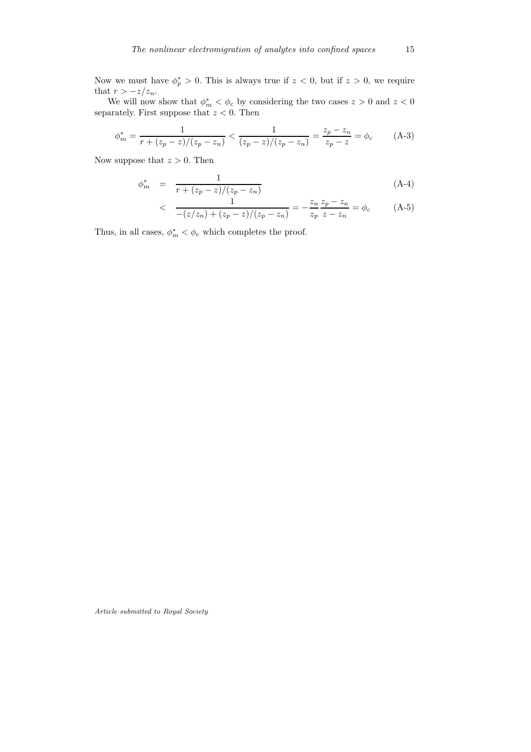Now we must have $\phi_p^* > 0$. This is always true if $z < 0$, but if $z > 0$, we require that $r > -z/z_n$.

We will now show that $\phi_m^* < \phi_c$ by considering the two cases $z > 0$ and $z < 0$ separately. First suppose that $z < 0$. Then

$$\phi_m^* = \frac{1}{r + (z_p - z)/(z_p - z_n)} < \frac{1}{(z_p - z)/(z_p - z_n)} = \frac{z_p - z_n}{z_p - z} = \phi_c \qquad \text{(A-3)}$$

Now suppose that $z > 0$. Then

$$\phi_m^* = \frac{1}{r + (z_p - z)/(z_p - z_n)} \qquad \text{(A-4)}$$

$$< \frac{1}{-(z/z_n) + (z_p - z)/(z_p - z_n)} = -\frac{z_n}{z_p}\frac{z_p - z_n}{z - z_n} = \phi_c \qquad \text{(A-5)}$$

Thus, in all cases, $\phi_m^* < \phi_c$ which completes the proof.